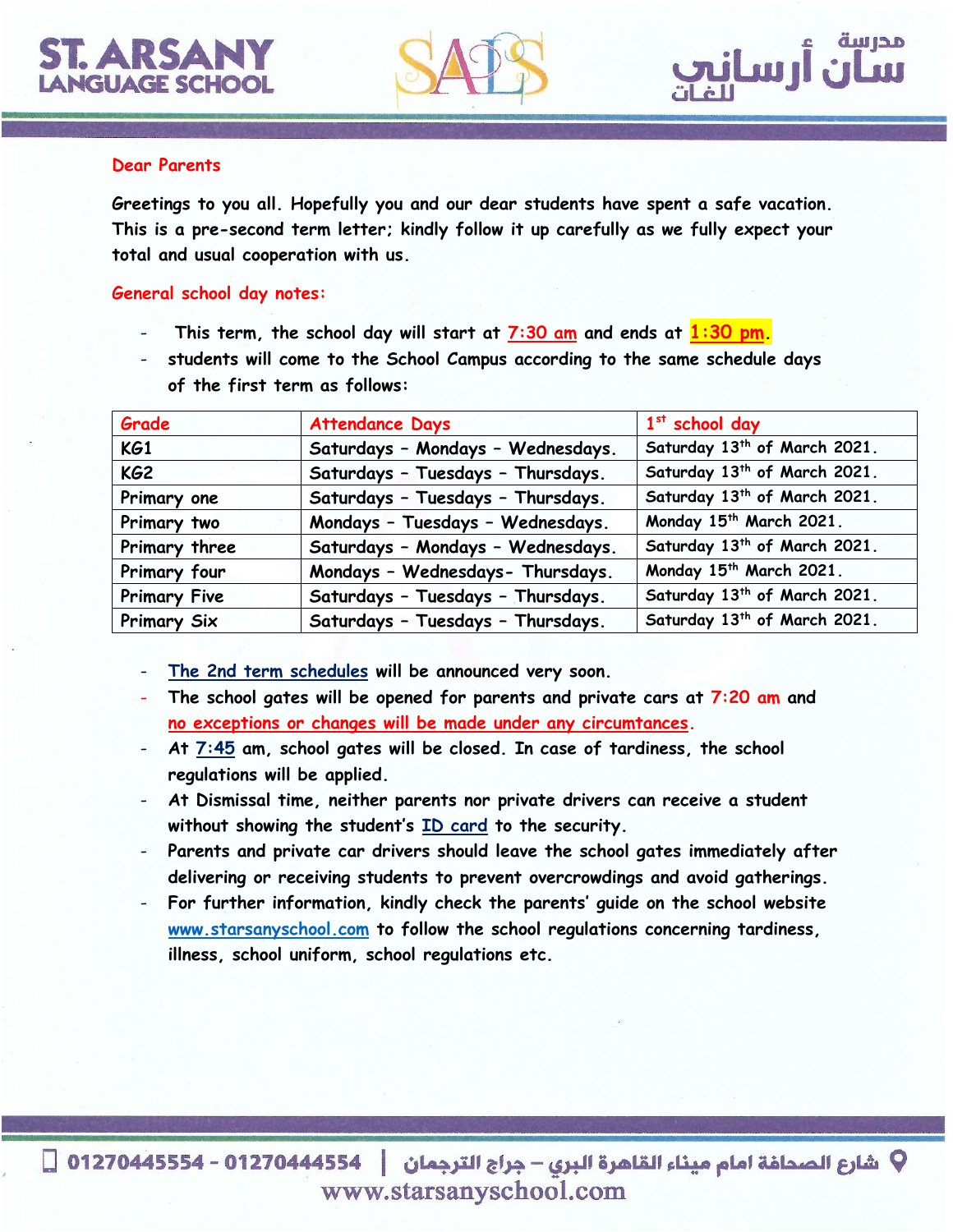Dear Parents

**Greetings to you all. Hopefully you and our dear students have spent a safe vacation. This is a pre-second term letter; kindly follow it up carefully as we fully expect your total and usual cooperation with us.**

## General school day notes:

- This term, the school day will start at 7:30 am and ends at **1:30 pm**.
- students will come to the School Campus according to the same schedule days of the first term as follows:

| Grade | Attendance Days | 1st school day |
|---|---|---|
| KG1 | Saturdays - Mondays - Wednesdays. | Saturday 13th of March 2021. |
| KG2 | Saturdays - Tuesdays - Thursdays. | Saturday 13th of March 2021. |
| Primary one | Saturdays - Tuesdays - Thursdays. | Saturday 13th of March 2021. |
| Primary two | Mondays - Tuesdays - Wednesdays. | Monday 15th March 2021. |
| Primary three | Saturdays - Mondays - Wednesdays. | Saturday 13th of March 2021. |
| Primary four | Mondays - Wednesdays- Thursdays. | Monday 15th March 2021. |
| Primary Five | Saturdays - Tuesdays - Thursdays. | Saturday 13th of March 2021. |
| Primary Six | Saturdays - Tuesdays - Thursdays. | Saturday 13th of March 2021. |

- The 2nd term schedules will be announced very soon.
- The school gates will be opened for parents and private cars at 7:20 am and no exceptions or changes will be made under any circumtances.
- At 7:45 am, school gates will be closed. In case of tardiness, the school regulations will be applied.
- At Dismissal time, neither parents nor private drivers can receive a student without showing the student's ID card to the security.
- Parents and private car drivers should leave the school gates immediately after delivering or receiving students to prevent overcrowdings and avoid gatherings.
- For further information, kindly check the parents' guide on the school website www.starsanyschool.com to follow the school regulations concerning tardiness, illness, school uniform, school regulations etc.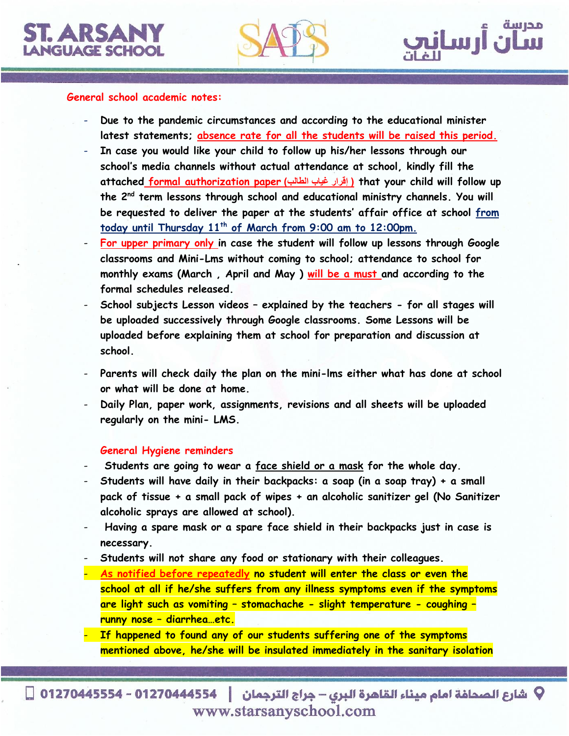## General school academic notes:

- Due to the pandemic circumstances and according to the educational minister latest statements; absence rate for all the students will be raised this period.
- In case you would like your child to follow up his/her lessons through our school's media channels without actual attendance at school, kindly fill the attached formal authorization paper (إقرار غياب الطالب) that your child will follow up the 2nd term lessons through school and educational ministry channels. You will be requested to deliver the paper at the students' affair office at school from today until Thursday 11th of March from 9:00 am to 12:00pm.
- For upper primary only in case the student will follow up lessons through Google classrooms and Mini-Lms without coming to school; attendance to school for monthly exams (March , April and May ) will be a must and according to the formal schedules released.
- School subjects Lesson videos – explained by the teachers - for all stages will be uploaded successively through Google classrooms. Some Lessons will be uploaded before explaining them at school for preparation and discussion at school.
- Parents will check daily the plan on the mini-lms either what has done at school or what will be done at home.
- Daily Plan, paper work, assignments, revisions and all sheets will be uploaded regularly on the mini- LMS.

### General Hygiene reminders

- Students are going to wear a face shield or a mask for the whole day.
- Students will have daily in their backpacks: a soap (in a soap tray) + a small pack of tissue + a small pack of wipes + an alcoholic sanitizer gel (No Sanitizer alcoholic sprays are allowed at school).
- Having a spare mask or a spare face shield in their backpacks just in case is necessary.
- Students will not share any food or stationary with their colleagues.
- As notified before repeatedly no student will enter the class or even the school at all if he/she suffers from any illness symptoms even if the symptoms are light such as vomiting – stomachache - slight temperature - coughing – runny nose – diarrhea…etc.
- If happened to found any of our students suffering one of the symptoms mentioned above, he/she will be insulated immediately in the sanitary isolation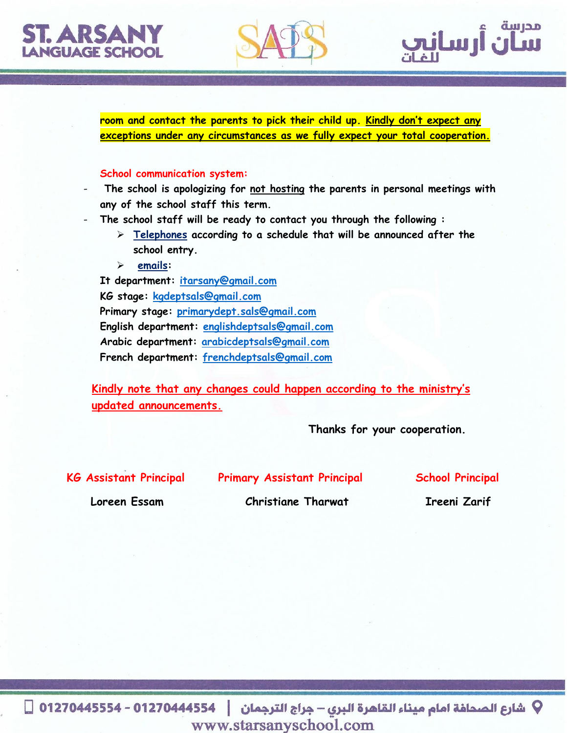room and contact the parents to pick their child up. Kindly don't expect any exceptions under any circumstances as we fully expect your total cooperation.

**School communication system:**

- The school is apologizing for not hosting the parents in personal meetings with any of the school staff this term.
- The school staff will be ready to contact you through the following :
  - Telephones according to a schedule that will be announced after the school entry.
  - emails:

It department: itarsany@gmail.com
KG stage: kgdeptsals@gmail.com
Primary stage: primarydept.sals@gmail.com
English department: englishdeptsals@gmail.com
Arabic department: arabicdeptsals@gmail.com
French department: frenchdeptsals@gmail.com

Kindly note that any changes could happen according to the ministry's updated announcements.

Thanks for your cooperation.

| KG Assistant Principal | Primary Assistant Principal | School Principal |
|---|---|---|
| Loreen Essam | Christiane Tharwat | Ireeni Zarif |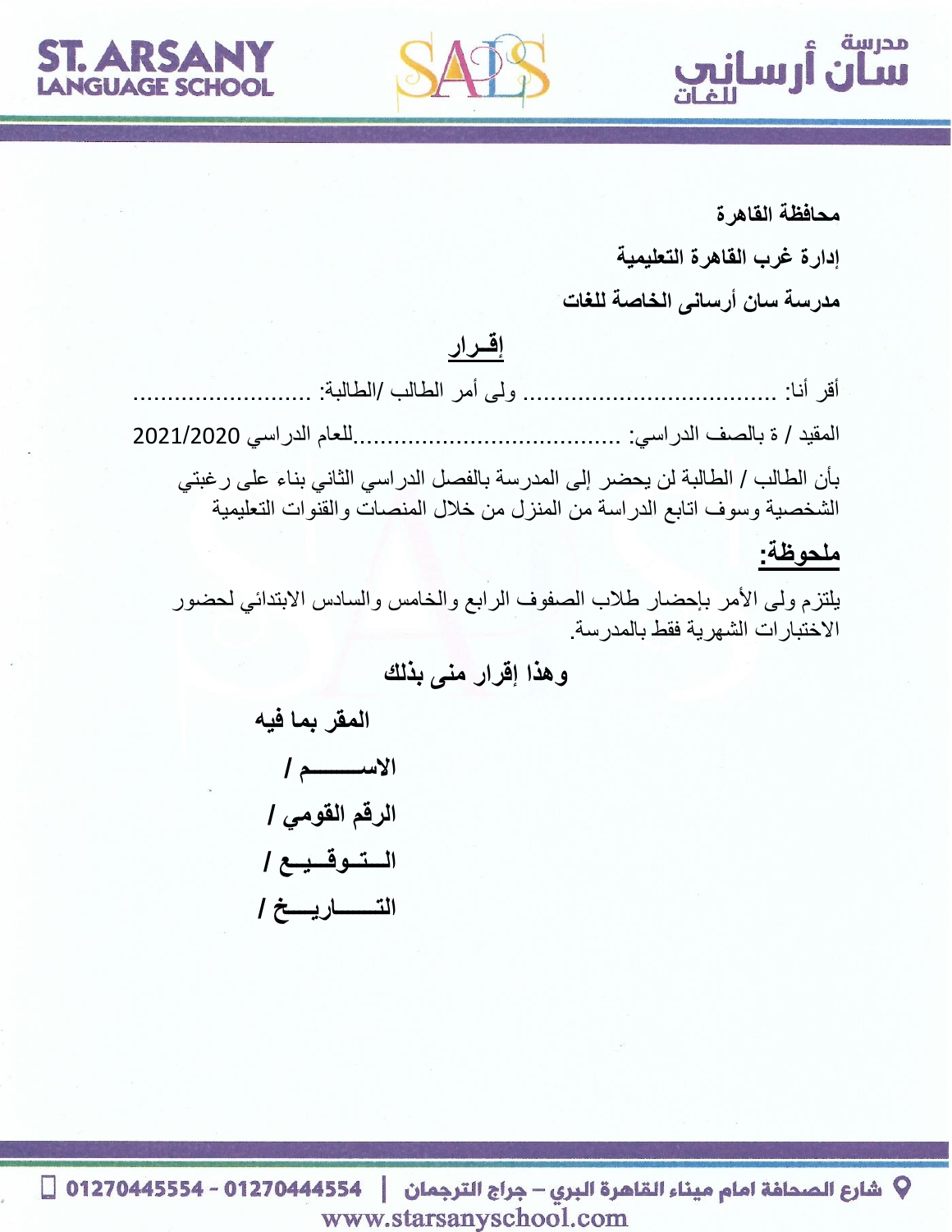**محافظة القاهرة**

**إدارة غرب القاهرة التعليمية**

**مدرسة سان أرسانى الخاصة للغات**

## إقــرار

أقر أنا: ..................................... ولى أمر الطالب /الطالبة: ..........................

المقيد / ة بالصف الدراسي: ......................................للعام الدراسي 2021/2020

بأن الطالب / الطالبة لن يحضر إلى المدرسة بالفصل الدراسي الثاني بناء على رغبتي الشخصية وسوف اتابع الدراسة من المنزل من خلال المنصات والقنوات التعليمية

**ملحوظة:**

يلتزم ولى الأمر بإحضار طلاب الصفوف الرابع والخامس والسادس الابتدائي لحضور الاختبارات الشهرية فقط بالمدرسة.

**وهذا إقرار منى بذلك**

**المقر بما فيه**

**الاســـــم /**

**الرقم القومي /**

**الــتـوقــيــع /**

**التـــاريـــخ /**